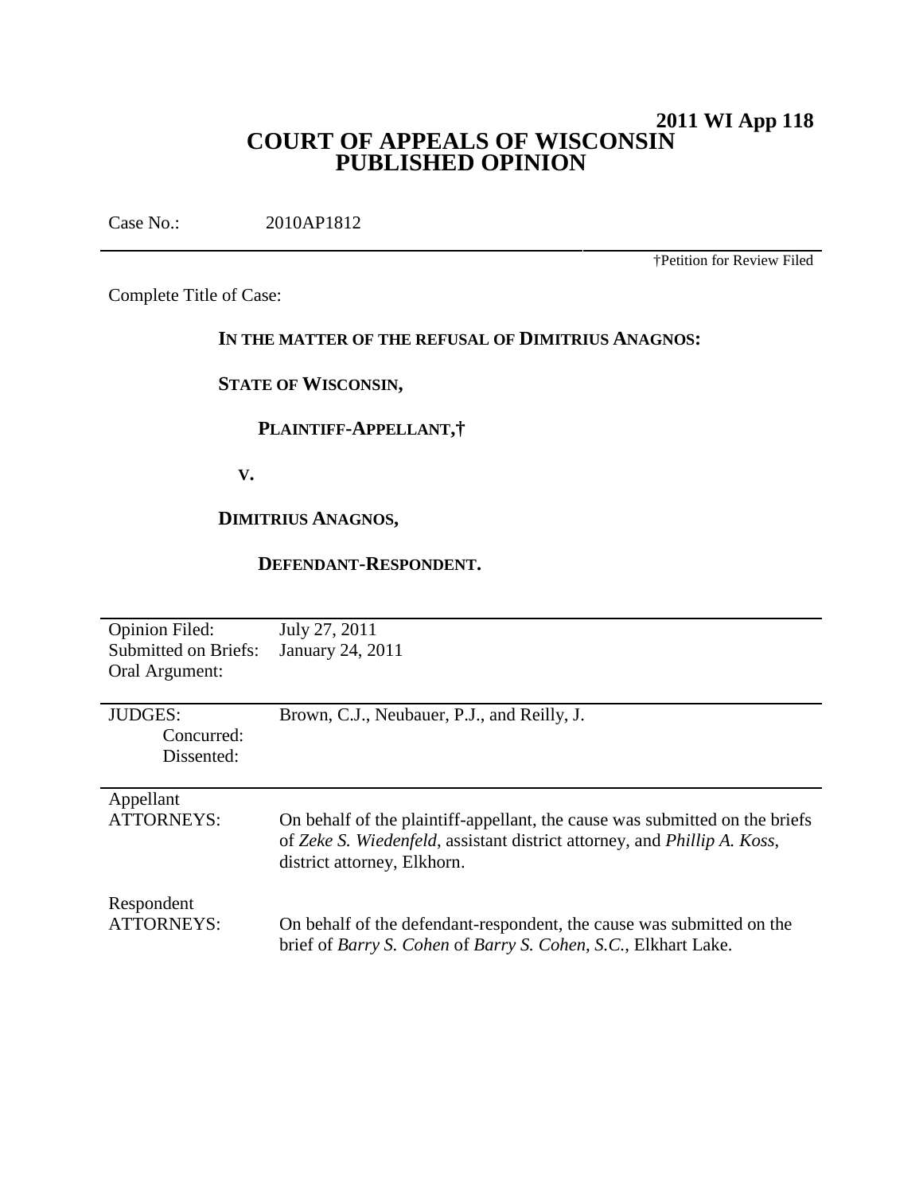**2011 WI App 118**

# COURT OF APPEALS OF WISCONSIN
# PUBLISHED OPINION

Case No.: 2010AP1812

†Petition for Review Filed

Complete Title of Case:

**IN THE MATTER OF THE REFUSAL OF DIMITRIUS ANAGNOS:**

**STATE OF WISCONSIN,**

**PLAINTIFF-APPELLANT,†**

**V.**

**DIMITRIUS ANAGNOS,**

**DEFENDANT-RESPONDENT.**

| | |
|---|---|
| Opinion Filed: | July 27, 2011 |
| Submitted on Briefs: | January 24, 2011 |
| Oral Argument: | |
| JUDGES: | Brown, C.J., Neubauer, P.J., and Reilly, J. |
| Concurred: | |
| Dissented: | |
| Appellant ATTORNEYS: | On behalf of the plaintiff-appellant, the cause was submitted on the briefs of *Zeke S. Wiedenfeld*, assistant district attorney, and *Phillip A. Koss*, district attorney, Elkhorn. |
| Respondent ATTORNEYS: | On behalf of the defendant-respondent, the cause was submitted on the brief of *Barry S. Cohen* of *Barry S. Cohen, S.C.*, Elkhart Lake. |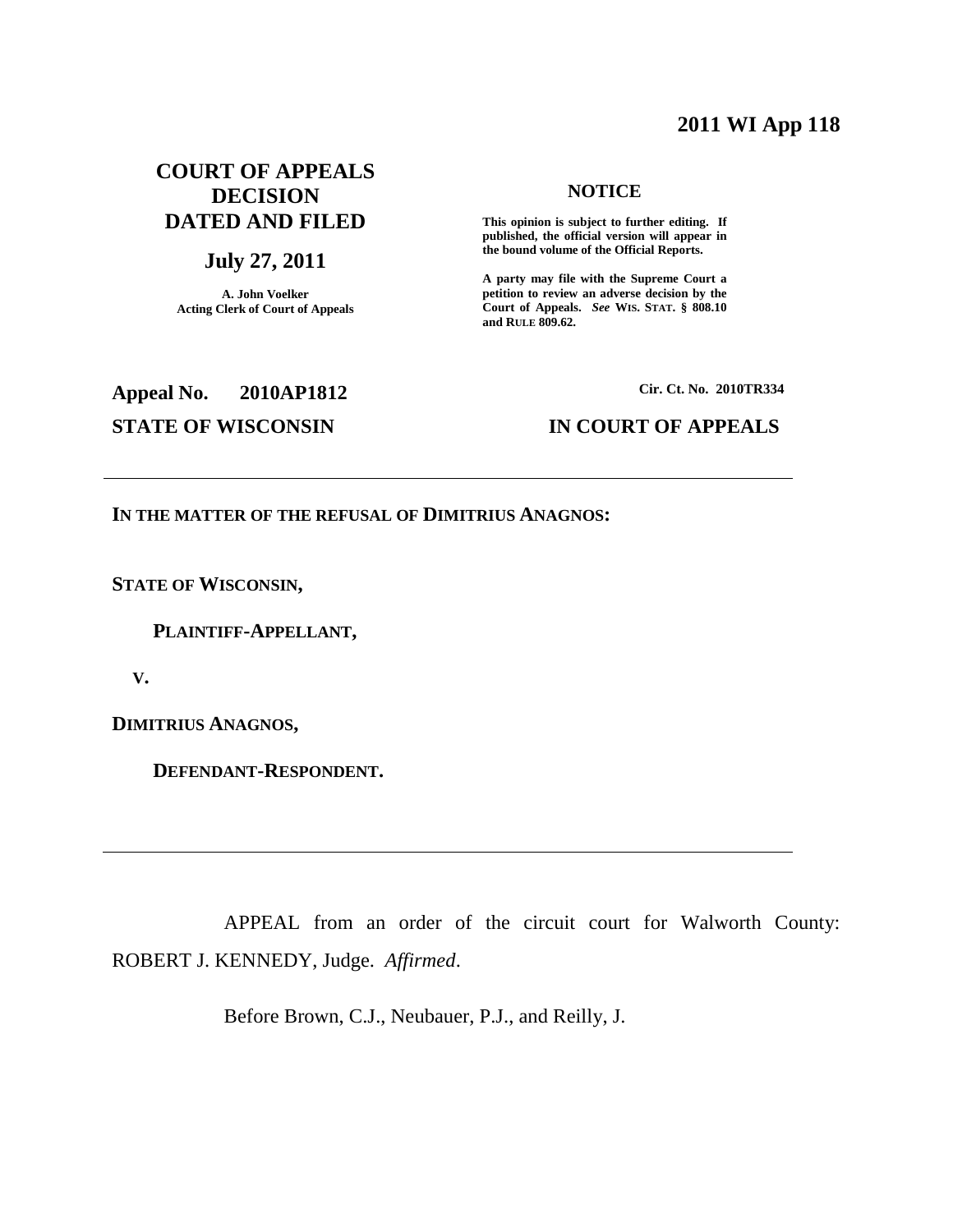**2011 WI App 118**

**COURT OF APPEALS DECISION DATED AND FILED**

**July 27, 2011**

**A. John Voelker**
**Acting Clerk of Court of Appeals**

**NOTICE**

**This opinion is subject to further editing. If published, the official version will appear in the bound volume of the Official Reports.**

**A party may file with the Supreme Court a petition to review an adverse decision by the Court of Appeals.** ***See*** **WIS. STAT. § 808.10 and RULE 809.62.**

**Appeal No. 2010AP1812**

**Cir. Ct. No. 2010TR334**

**STATE OF WISCONSIN**

**IN COURT OF APPEALS**

---

**IN THE MATTER OF THE REFUSAL OF DIMITRIUS ANAGNOS:**

**STATE OF WISCONSIN,**

**PLAINTIFF-APPELLANT,**

**V.**

**DIMITRIUS ANAGNOS,**

**DEFENDANT-RESPONDENT.**

---

APPEAL from an order of the circuit court for Walworth County: ROBERT J. KENNEDY, Judge. *Affirmed*.

Before Brown, C.J., Neubauer, P.J., and Reilly, J.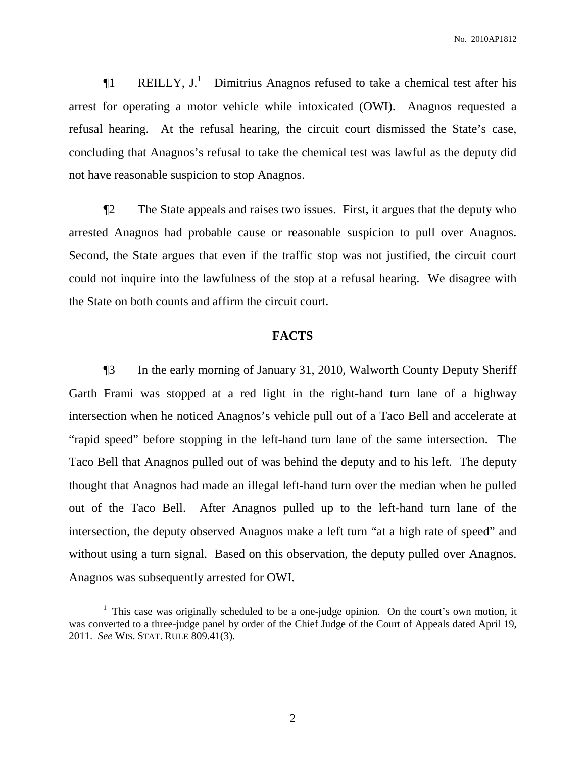¶1 REILLY, J.[1] Dimitrius Anagnos refused to take a chemical test after his arrest for operating a motor vehicle while intoxicated (OWI). Anagnos requested a refusal hearing. At the refusal hearing, the circuit court dismissed the State's case, concluding that Anagnos's refusal to take the chemical test was lawful as the deputy did not have reasonable suspicion to stop Anagnos.

¶2 The State appeals and raises two issues. First, it argues that the deputy who arrested Anagnos had probable cause or reasonable suspicion to pull over Anagnos. Second, the State argues that even if the traffic stop was not justified, the circuit court could not inquire into the lawfulness of the stop at a refusal hearing. We disagree with the State on both counts and affirm the circuit court.

## FACTS

¶3 In the early morning of January 31, 2010, Walworth County Deputy Sheriff Garth Frami was stopped at a red light in the right-hand turn lane of a highway intersection when he noticed Anagnos's vehicle pull out of a Taco Bell and accelerate at "rapid speed" before stopping in the left-hand turn lane of the same intersection. The Taco Bell that Anagnos pulled out of was behind the deputy and to his left. The deputy thought that Anagnos had made an illegal left-hand turn over the median when he pulled out of the Taco Bell. After Anagnos pulled up to the left-hand turn lane of the intersection, the deputy observed Anagnos make a left turn "at a high rate of speed" and without using a turn signal. Based on this observation, the deputy pulled over Anagnos. Anagnos was subsequently arrested for OWI.

[1] This case was originally scheduled to be a one-judge opinion. On the court's own motion, it was converted to a three-judge panel by order of the Chief Judge of the Court of Appeals dated April 19, 2011. *See* WIS. STAT. RULE 809.41(3).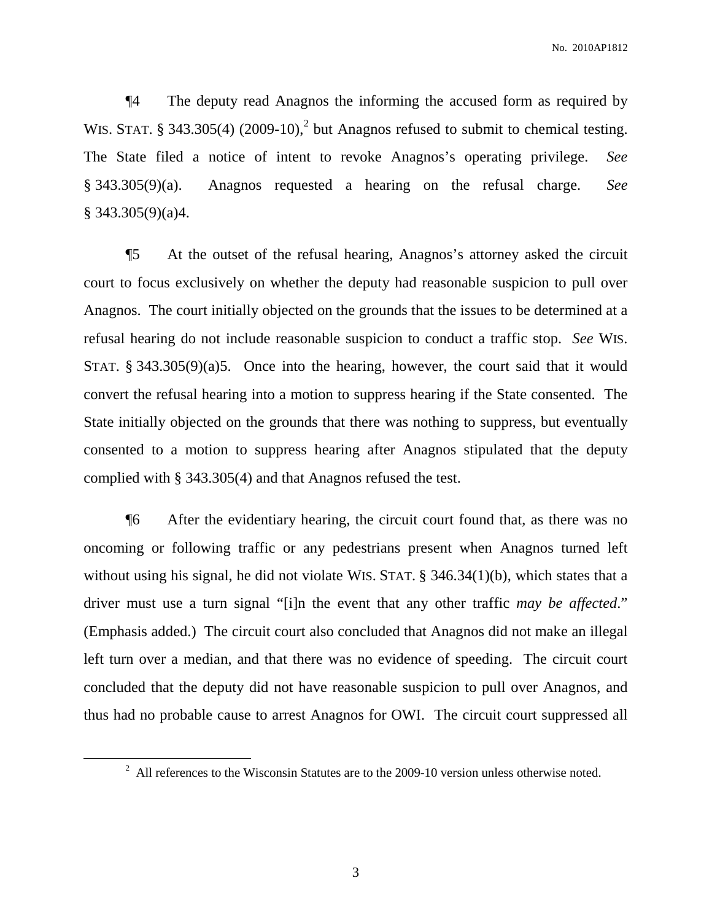¶4 The deputy read Anagnos the informing the accused form as required by WIS. STAT. § 343.305(4) (2009-10),[2] but Anagnos refused to submit to chemical testing. The State filed a notice of intent to revoke Anagnos's operating privilege. *See* § 343.305(9)(a). Anagnos requested a hearing on the refusal charge. *See* § 343.305(9)(a)4.

¶5 At the outset of the refusal hearing, Anagnos's attorney asked the circuit court to focus exclusively on whether the deputy had reasonable suspicion to pull over Anagnos. The court initially objected on the grounds that the issues to be determined at a refusal hearing do not include reasonable suspicion to conduct a traffic stop. *See* WIS. STAT. § 343.305(9)(a)5. Once into the hearing, however, the court said that it would convert the refusal hearing into a motion to suppress hearing if the State consented. The State initially objected on the grounds that there was nothing to suppress, but eventually consented to a motion to suppress hearing after Anagnos stipulated that the deputy complied with § 343.305(4) and that Anagnos refused the test.

¶6 After the evidentiary hearing, the circuit court found that, as there was no oncoming or following traffic or any pedestrians present when Anagnos turned left without using his signal, he did not violate WIS. STAT. § 346.34(1)(b), which states that a driver must use a turn signal "[i]n the event that any other traffic *may be affected*." (Emphasis added.) The circuit court also concluded that Anagnos did not make an illegal left turn over a median, and that there was no evidence of speeding. The circuit court concluded that the deputy did not have reasonable suspicion to pull over Anagnos, and thus had no probable cause to arrest Anagnos for OWI. The circuit court suppressed all

---

[2] All references to the Wisconsin Statutes are to the 2009-10 version unless otherwise noted.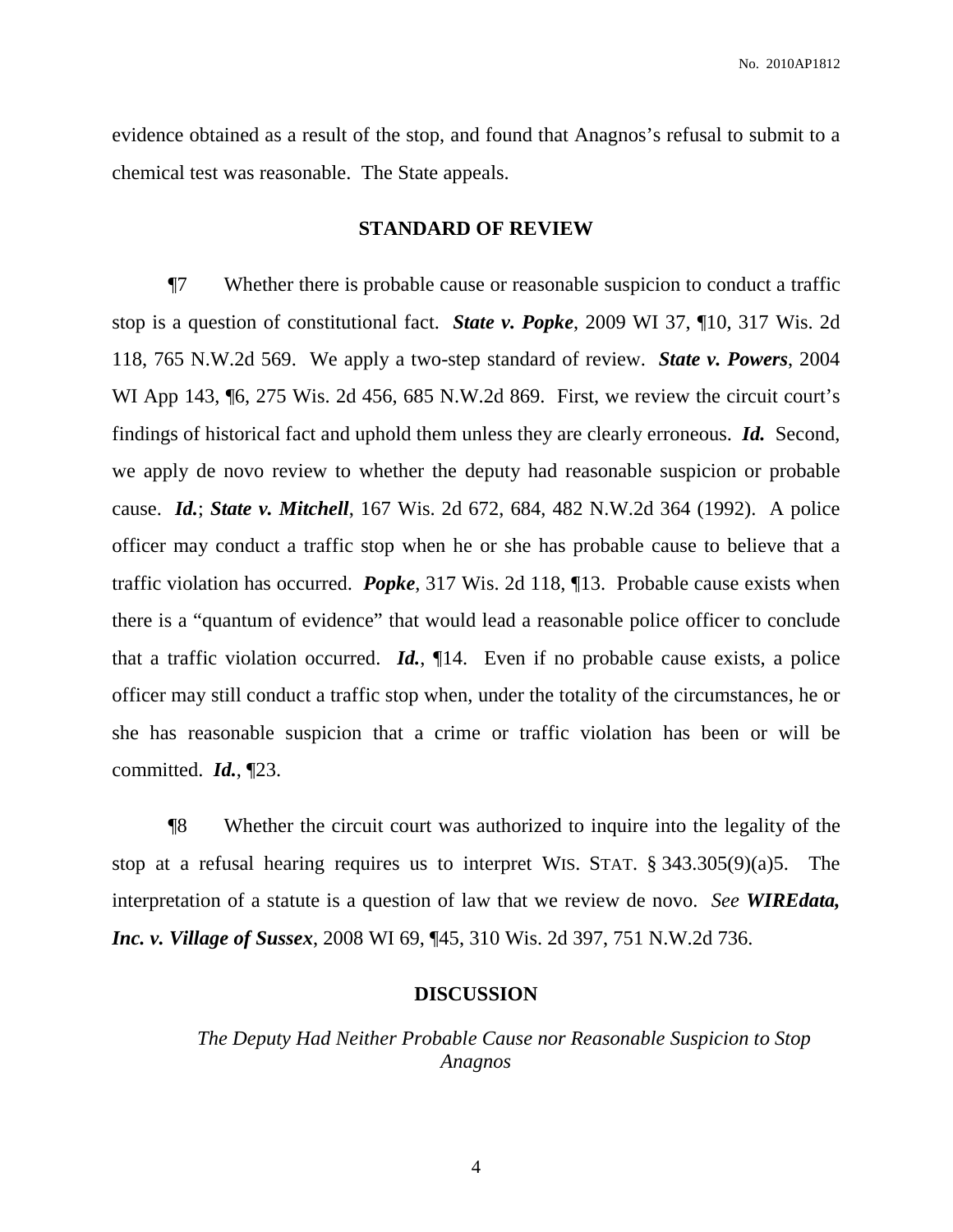evidence obtained as a result of the stop, and found that Anagnos's refusal to submit to a chemical test was reasonable. The State appeals.

## STANDARD OF REVIEW

¶7 Whether there is probable cause or reasonable suspicion to conduct a traffic stop is a question of constitutional fact. ***State v. Popke***, 2009 WI 37, ¶10, 317 Wis. 2d 118, 765 N.W.2d 569. We apply a two-step standard of review. ***State v. Powers***, 2004 WI App 143, ¶6, 275 Wis. 2d 456, 685 N.W.2d 869. First, we review the circuit court's findings of historical fact and uphold them unless they are clearly erroneous. ***Id.*** Second, we apply de novo review to whether the deputy had reasonable suspicion or probable cause. ***Id.***; ***State v. Mitchell***, 167 Wis. 2d 672, 684, 482 N.W.2d 364 (1992). A police officer may conduct a traffic stop when he or she has probable cause to believe that a traffic violation has occurred. ***Popke***, 317 Wis. 2d 118, ¶13. Probable cause exists when there is a "quantum of evidence" that would lead a reasonable police officer to conclude that a traffic violation occurred. ***Id.***, ¶14. Even if no probable cause exists, a police officer may still conduct a traffic stop when, under the totality of the circumstances, he or she has reasonable suspicion that a crime or traffic violation has been or will be committed. ***Id.***, ¶23.

¶8 Whether the circuit court was authorized to inquire into the legality of the stop at a refusal hearing requires us to interpret WIS. STAT. § 343.305(9)(a)5. The interpretation of a statute is a question of law that we review de novo. *See* ***WIREdata, Inc. v. Village of Sussex***, 2008 WI 69, ¶45, 310 Wis. 2d 397, 751 N.W.2d 736.

## DISCUSSION

*The Deputy Had Neither Probable Cause nor Reasonable Suspicion to Stop Anagnos*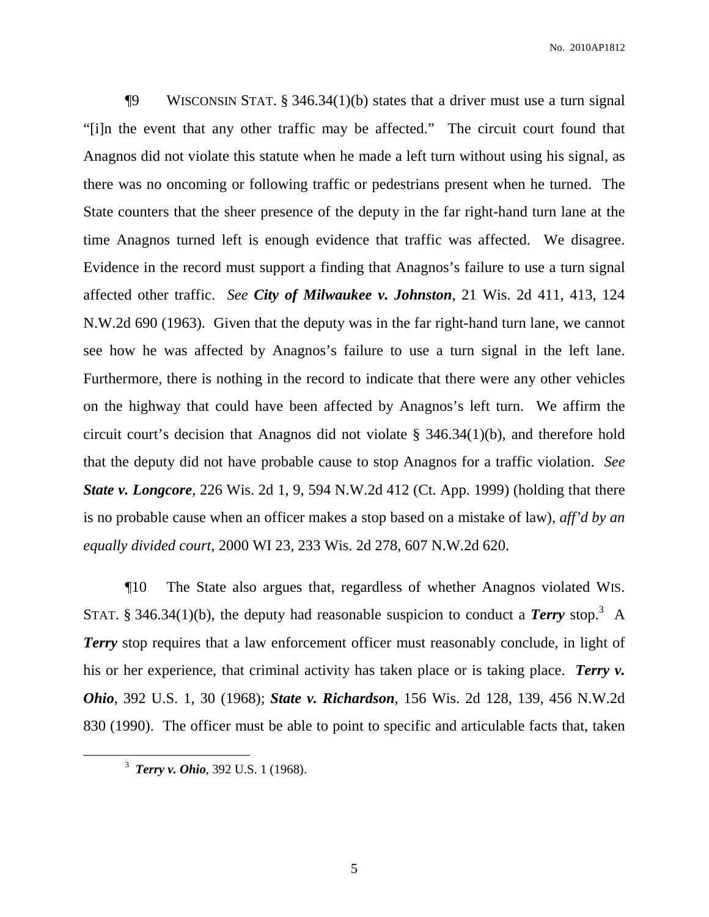¶9 WISCONSIN STAT. § 346.34(1)(b) states that a driver must use a turn signal "[i]n the event that any other traffic may be affected." The circuit court found that Anagnos did not violate this statute when he made a left turn without using his signal, as there was no oncoming or following traffic or pedestrians present when he turned. The State counters that the sheer presence of the deputy in the far right-hand turn lane at the time Anagnos turned left is enough evidence that traffic was affected. We disagree. Evidence in the record must support a finding that Anagnos's failure to use a turn signal affected other traffic. *See* ***City of Milwaukee v. Johnston***, 21 Wis. 2d 411, 413, 124 N.W.2d 690 (1963). Given that the deputy was in the far right-hand turn lane, we cannot see how he was affected by Anagnos's failure to use a turn signal in the left lane. Furthermore, there is nothing in the record to indicate that there were any other vehicles on the highway that could have been affected by Anagnos's left turn. We affirm the circuit court's decision that Anagnos did not violate § 346.34(1)(b), and therefore hold that the deputy did not have probable cause to stop Anagnos for a traffic violation. *See* ***State v. Longcore***, 226 Wis. 2d 1, 9, 594 N.W.2d 412 (Ct. App. 1999) (holding that there is no probable cause when an officer makes a stop based on a mistake of law), *aff'd by an equally divided court*, 2000 WI 23, 233 Wis. 2d 278, 607 N.W.2d 620.

¶10 The State also argues that, regardless of whether Anagnos violated WIS. STAT. § 346.34(1)(b), the deputy had reasonable suspicion to conduct a ***Terry*** stop.[3] A ***Terry*** stop requires that a law enforcement officer must reasonably conclude, in light of his or her experience, that criminal activity has taken place or is taking place. ***Terry v. Ohio***, 392 U.S. 1, 30 (1968); ***State v. Richardson***, 156 Wis. 2d 128, 139, 456 N.W.2d 830 (1990). The officer must be able to point to specific and articulable facts that, taken

---

[3] ***Terry v. Ohio***, 392 U.S. 1 (1968).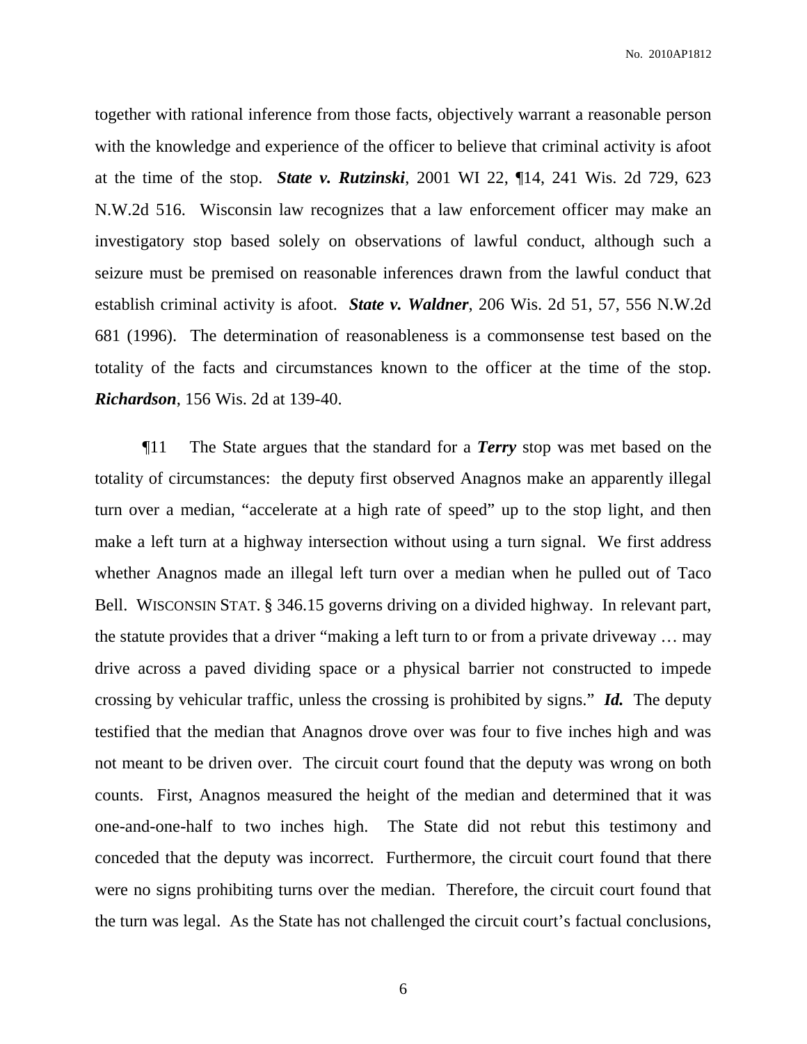together with rational inference from those facts, objectively warrant a reasonable person with the knowledge and experience of the officer to believe that criminal activity is afoot at the time of the stop. ***State v. Rutzinski***, 2001 WI 22, ¶14, 241 Wis. 2d 729, 623 N.W.2d 516. Wisconsin law recognizes that a law enforcement officer may make an investigatory stop based solely on observations of lawful conduct, although such a seizure must be premised on reasonable inferences drawn from the lawful conduct that establish criminal activity is afoot. ***State v. Waldner***, 206 Wis. 2d 51, 57, 556 N.W.2d 681 (1996). The determination of reasonableness is a commonsense test based on the totality of the facts and circumstances known to the officer at the time of the stop. ***Richardson***, 156 Wis. 2d at 139-40.

¶11 The State argues that the standard for a ***Terry*** stop was met based on the totality of circumstances: the deputy first observed Anagnos make an apparently illegal turn over a median, "accelerate at a high rate of speed" up to the stop light, and then make a left turn at a highway intersection without using a turn signal. We first address whether Anagnos made an illegal left turn over a median when he pulled out of Taco Bell. WISCONSIN STAT. § 346.15 governs driving on a divided highway. In relevant part, the statute provides that a driver "making a left turn to or from a private driveway … may drive across a paved dividing space or a physical barrier not constructed to impede crossing by vehicular traffic, unless the crossing is prohibited by signs." ***Id.*** The deputy testified that the median that Anagnos drove over was four to five inches high and was not meant to be driven over. The circuit court found that the deputy was wrong on both counts. First, Anagnos measured the height of the median and determined that it was one-and-one-half to two inches high. The State did not rebut this testimony and conceded that the deputy was incorrect. Furthermore, the circuit court found that there were no signs prohibiting turns over the median. Therefore, the circuit court found that the turn was legal. As the State has not challenged the circuit court's factual conclusions,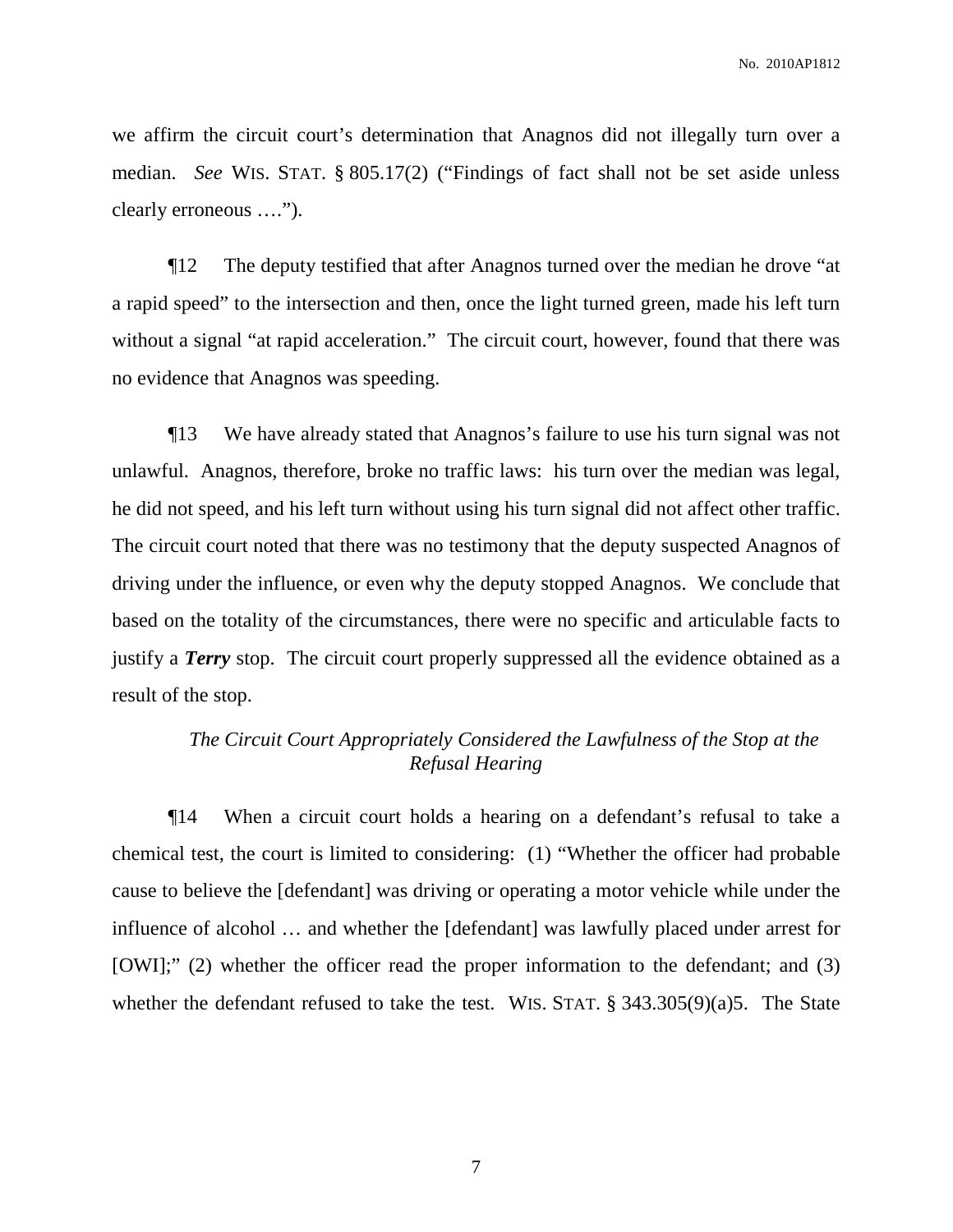we affirm the circuit court's determination that Anagnos did not illegally turn over a median. *See* WIS. STAT. § 805.17(2) ("Findings of fact shall not be set aside unless clearly erroneous ….").

¶12 The deputy testified that after Anagnos turned over the median he drove "at a rapid speed" to the intersection and then, once the light turned green, made his left turn without a signal "at rapid acceleration." The circuit court, however, found that there was no evidence that Anagnos was speeding.

¶13 We have already stated that Anagnos's failure to use his turn signal was not unlawful. Anagnos, therefore, broke no traffic laws: his turn over the median was legal, he did not speed, and his left turn without using his turn signal did not affect other traffic. The circuit court noted that there was no testimony that the deputy suspected Anagnos of driving under the influence, or even why the deputy stopped Anagnos. We conclude that based on the totality of the circumstances, there were no specific and articulable facts to justify a ***Terry*** stop. The circuit court properly suppressed all the evidence obtained as a result of the stop.

*The Circuit Court Appropriately Considered the Lawfulness of the Stop at the Refusal Hearing*

¶14 When a circuit court holds a hearing on a defendant's refusal to take a chemical test, the court is limited to considering: (1) "Whether the officer had probable cause to believe the [defendant] was driving or operating a motor vehicle while under the influence of alcohol … and whether the [defendant] was lawfully placed under arrest for [OWI];" (2) whether the officer read the proper information to the defendant; and (3) whether the defendant refused to take the test. WIS. STAT. § 343.305(9)(a)5. The State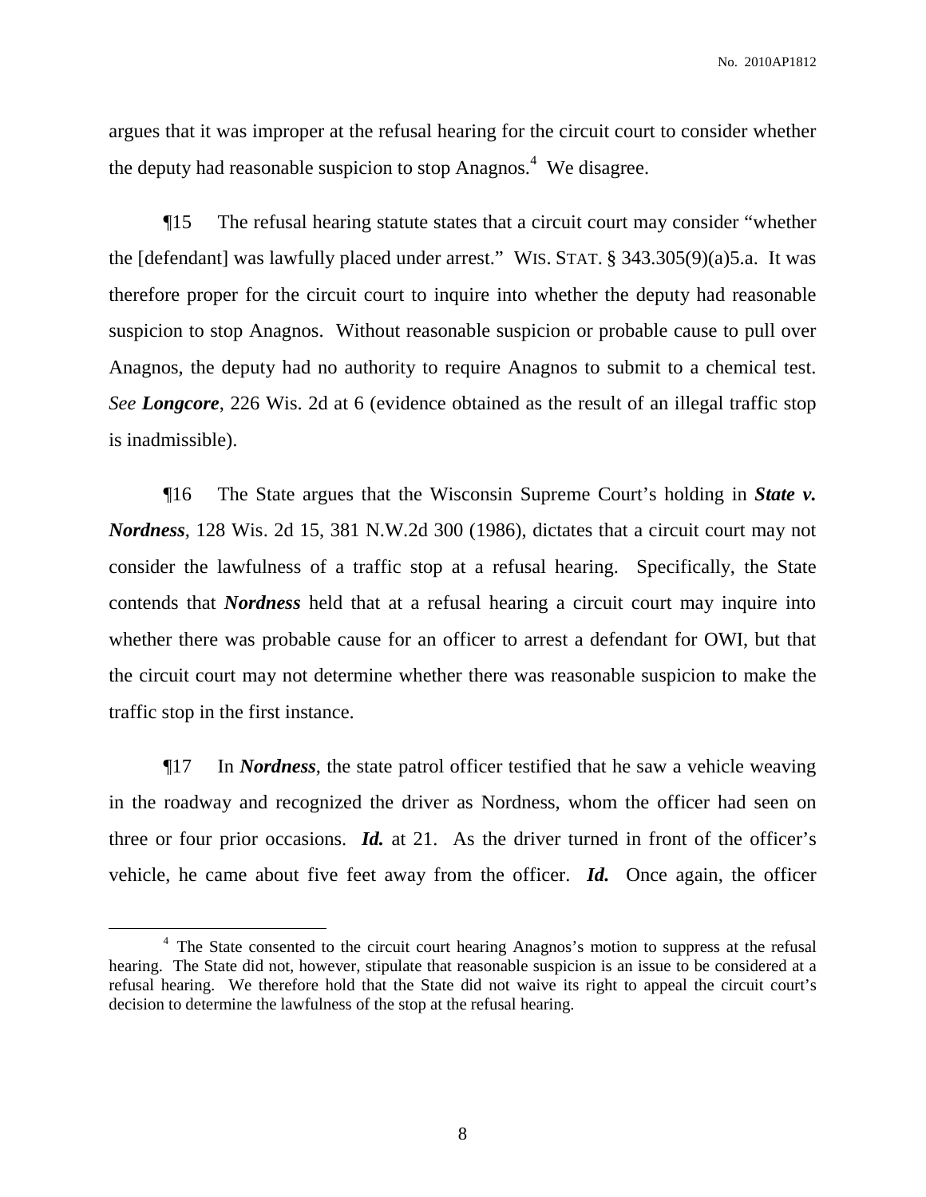argues that it was improper at the refusal hearing for the circuit court to consider whether the deputy had reasonable suspicion to stop Anagnos.[4] We disagree.

¶15 The refusal hearing statute states that a circuit court may consider "whether the [defendant] was lawfully placed under arrest." WIS. STAT. § 343.305(9)(a)5.a. It was therefore proper for the circuit court to inquire into whether the deputy had reasonable suspicion to stop Anagnos. Without reasonable suspicion or probable cause to pull over Anagnos, the deputy had no authority to require Anagnos to submit to a chemical test. *See* ***Longcore***, 226 Wis. 2d at 6 (evidence obtained as the result of an illegal traffic stop is inadmissible).

¶16 The State argues that the Wisconsin Supreme Court's holding in ***State v. Nordness***, 128 Wis. 2d 15, 381 N.W.2d 300 (1986), dictates that a circuit court may not consider the lawfulness of a traffic stop at a refusal hearing. Specifically, the State contends that ***Nordness*** held that at a refusal hearing a circuit court may inquire into whether there was probable cause for an officer to arrest a defendant for OWI, but that the circuit court may not determine whether there was reasonable suspicion to make the traffic stop in the first instance.

¶17 In ***Nordness***, the state patrol officer testified that he saw a vehicle weaving in the roadway and recognized the driver as Nordness, whom the officer had seen on three or four prior occasions. ***Id.*** at 21. As the driver turned in front of the officer's vehicle, he came about five feet away from the officer. ***Id.*** Once again, the officer

[4] The State consented to the circuit court hearing Anagnos's motion to suppress at the refusal hearing. The State did not, however, stipulate that reasonable suspicion is an issue to be considered at a refusal hearing. We therefore hold that the State did not waive its right to appeal the circuit court's decision to determine the lawfulness of the stop at the refusal hearing.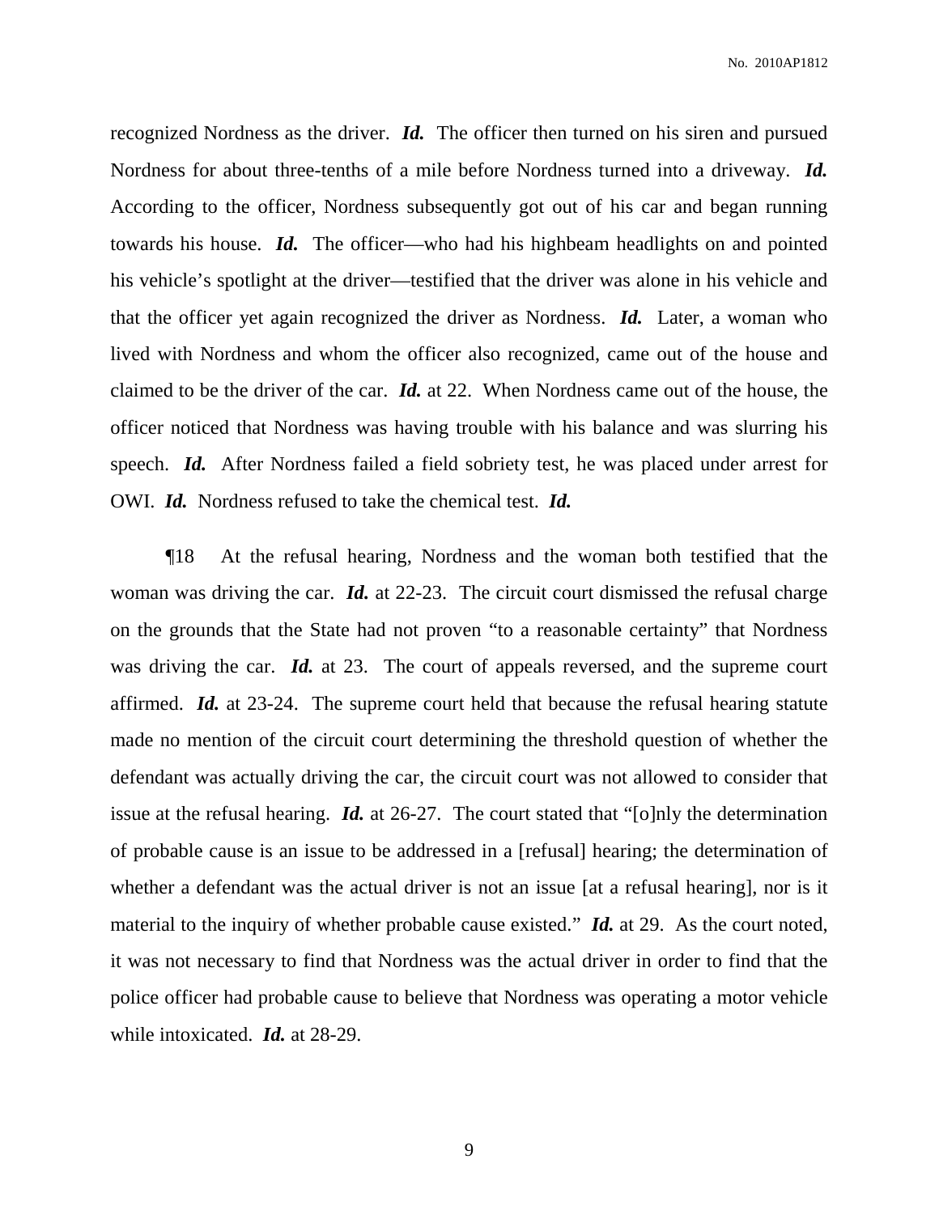recognized Nordness as the driver. ***Id.*** The officer then turned on his siren and pursued Nordness for about three-tenths of a mile before Nordness turned into a driveway. ***Id.*** According to the officer, Nordness subsequently got out of his car and began running towards his house. ***Id.*** The officer—who had his highbeam headlights on and pointed his vehicle's spotlight at the driver—testified that the driver was alone in his vehicle and that the officer yet again recognized the driver as Nordness. ***Id.*** Later, a woman who lived with Nordness and whom the officer also recognized, came out of the house and claimed to be the driver of the car. ***Id.*** at 22. When Nordness came out of the house, the officer noticed that Nordness was having trouble with his balance and was slurring his speech. ***Id.*** After Nordness failed a field sobriety test, he was placed under arrest for OWI. ***Id.*** Nordness refused to take the chemical test. ***Id.***

¶18 At the refusal hearing, Nordness and the woman both testified that the woman was driving the car. ***Id.*** at 22-23. The circuit court dismissed the refusal charge on the grounds that the State had not proven "to a reasonable certainty" that Nordness was driving the car. ***Id.*** at 23. The court of appeals reversed, and the supreme court affirmed. ***Id.*** at 23-24. The supreme court held that because the refusal hearing statute made no mention of the circuit court determining the threshold question of whether the defendant was actually driving the car, the circuit court was not allowed to consider that issue at the refusal hearing. ***Id.*** at 26-27. The court stated that "[o]nly the determination of probable cause is an issue to be addressed in a [refusal] hearing; the determination of whether a defendant was the actual driver is not an issue [at a refusal hearing], nor is it material to the inquiry of whether probable cause existed." ***Id.*** at 29. As the court noted, it was not necessary to find that Nordness was the actual driver in order to find that the police officer had probable cause to believe that Nordness was operating a motor vehicle while intoxicated. ***Id.*** at 28-29.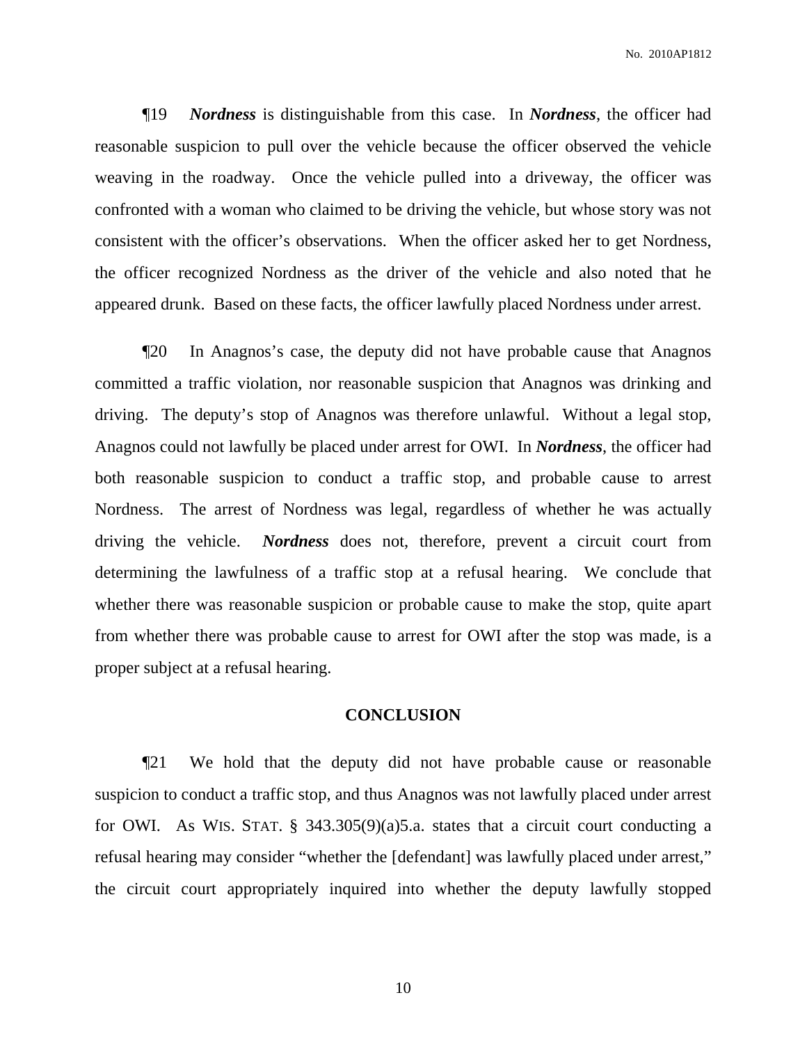¶19 ***Nordness*** is distinguishable from this case. In ***Nordness***, the officer had reasonable suspicion to pull over the vehicle because the officer observed the vehicle weaving in the roadway. Once the vehicle pulled into a driveway, the officer was confronted with a woman who claimed to be driving the vehicle, but whose story was not consistent with the officer's observations. When the officer asked her to get Nordness, the officer recognized Nordness as the driver of the vehicle and also noted that he appeared drunk. Based on these facts, the officer lawfully placed Nordness under arrest.

¶20 In Anagnos's case, the deputy did not have probable cause that Anagnos committed a traffic violation, nor reasonable suspicion that Anagnos was drinking and driving. The deputy's stop of Anagnos was therefore unlawful. Without a legal stop, Anagnos could not lawfully be placed under arrest for OWI. In ***Nordness***, the officer had both reasonable suspicion to conduct a traffic stop, and probable cause to arrest Nordness. The arrest of Nordness was legal, regardless of whether he was actually driving the vehicle. ***Nordness*** does not, therefore, prevent a circuit court from determining the lawfulness of a traffic stop at a refusal hearing. We conclude that whether there was reasonable suspicion or probable cause to make the stop, quite apart from whether there was probable cause to arrest for OWI after the stop was made, is a proper subject at a refusal hearing.

## CONCLUSION

¶21 We hold that the deputy did not have probable cause or reasonable suspicion to conduct a traffic stop, and thus Anagnos was not lawfully placed under arrest for OWI. As WIS. STAT. § 343.305(9)(a)5.a. states that a circuit court conducting a refusal hearing may consider "whether the [defendant] was lawfully placed under arrest," the circuit court appropriately inquired into whether the deputy lawfully stopped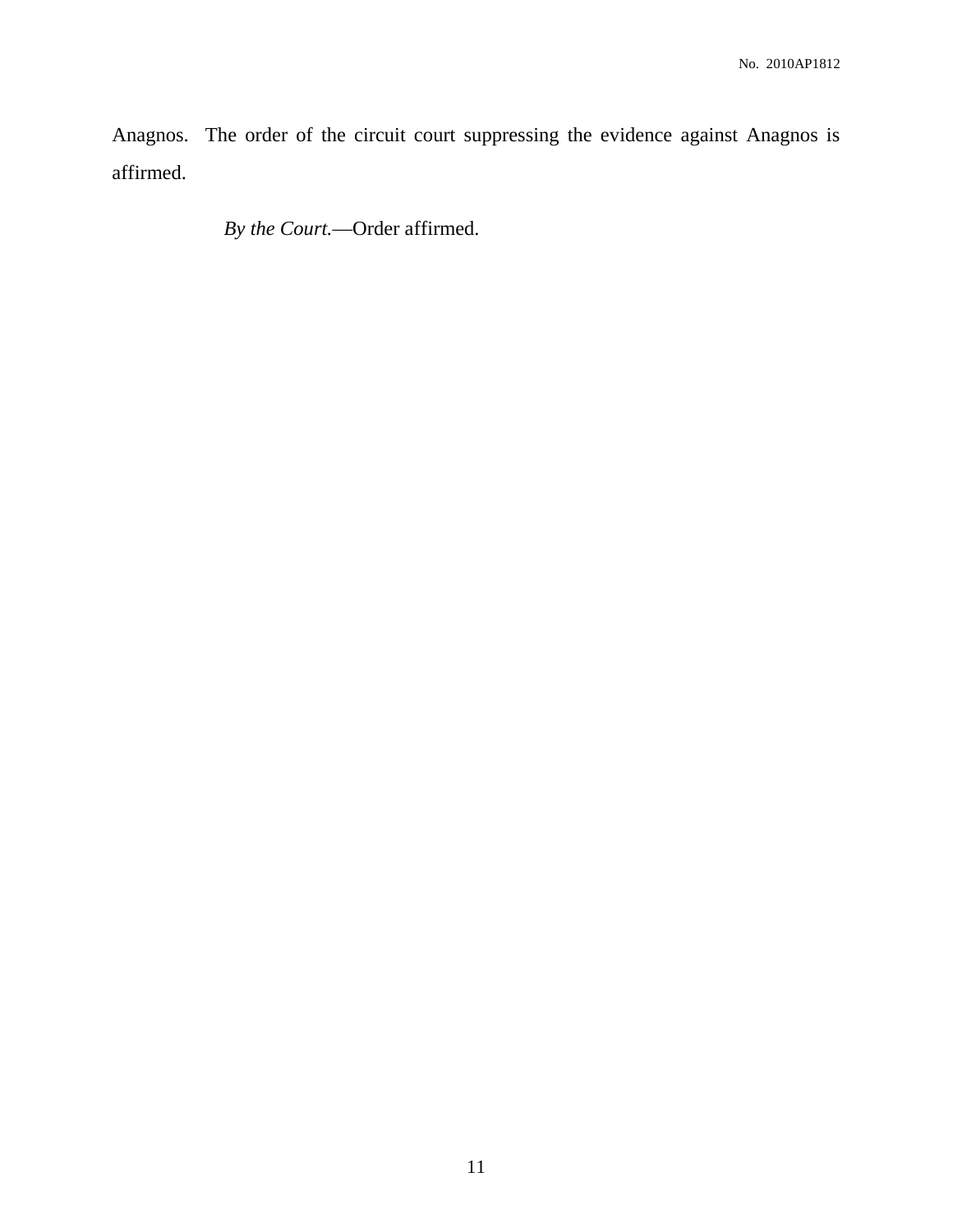Anagnos. The order of the circuit court suppressing the evidence against Anagnos is affirmed.

*By the Court.*—Order affirmed.